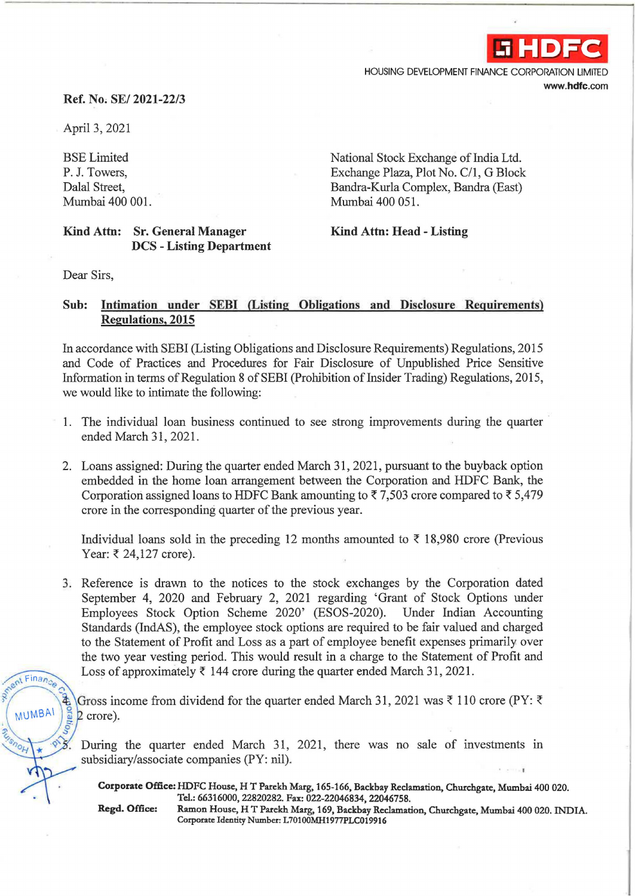HDFC

HOUSING DEVELOPMENT FINANCE CORPORATION LIMITED

www.hdfc.com

**Ref. No. SE/ 2021-22/3**

April 3, 2021

BSE Limited
P. J. Towers,
Dalal Street,
Mumbai 400 001.

**Kind Attn: Sr. General Manager**
**DCS - Listing Department**

National Stock Exchange of India Ltd.
Exchange Plaza, Plot No. C/1, G Block
Bandra-Kurla Complex, Bandra (East)
Mumbai 400 051.

**Kind Attn: Head - Listing**

Dear Sirs,

**Sub: Intimation under SEBI (Listing Obligations and Disclosure Requirements) Regulations, 2015**

In accordance with SEBI (Listing Obligations and Disclosure Requirements) Regulations, 2015 and Code of Practices and Procedures for Fair Disclosure of Unpublished Price Sensitive Information in terms of Regulation 8 of SEBI (Prohibition of Insider Trading) Regulations, 2015, we would like to intimate the following:

1. The individual loan business continued to see strong improvements during the quarter ended March 31, 2021.

2. Loans assigned: During the quarter ended March 31, 2021, pursuant to the buyback option embedded in the home loan arrangement between the Corporation and HDFC Bank, the Corporation assigned loans to HDFC Bank amounting to ₹ 7,503 crore compared to ₹ 5,479 crore in the corresponding quarter of the previous year.

   Individual loans sold in the preceding 12 months amounted to ₹ 18,980 crore (Previous Year: ₹ 24,127 crore).

3. Reference is drawn to the notices to the stock exchanges by the Corporation dated September 4, 2020 and February 2, 2021 regarding 'Grant of Stock Options under Employees Stock Option Scheme 2020' (ESOS-2020). Under Indian Accounting Standards (IndAS), the employee stock options are required to be fair valued and charged to the Statement of Profit and Loss as a part of employee benefit expenses primarily over the two year vesting period. This would result in a charge to the Statement of Profit and Loss of approximately ₹ 144 crore during the quarter ended March 31, 2021.

4. Gross income from dividend for the quarter ended March 31, 2021 was ₹ 110 crore (PY: ₹ 2 crore).

5. During the quarter ended March 31, 2021, there was no sale of investments in subsidiary/associate companies (PY: nil).

**Corporate Office:** HDFC House, H T Parekh Marg, 165-166, Backbay Reclamation, Churchgate, Mumbai 400 020. Tel.: 66316000, 22820282. Fax: 022-22046834, 22046758.
**Regd. Office:** Ramon House, H T Parekh Marg, 169, Backbay Reclamation, Churchgate, Mumbai 400 020. INDIA. Corporate Identity Number: L70100MH1977PLC019916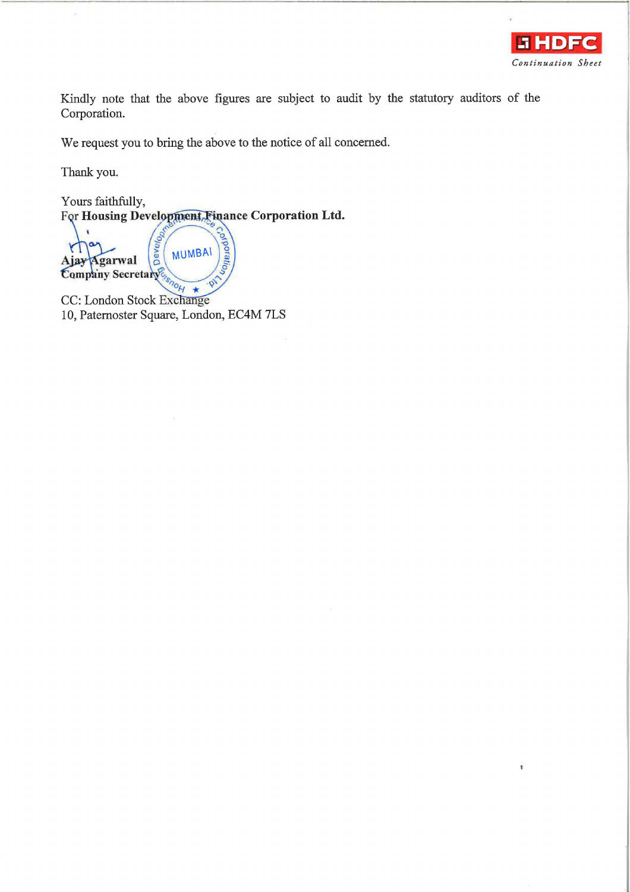Kindly note that the above figures are subject to audit by the statutory auditors of the Corporation.

We request you to bring the above to the notice of all concerned.

Thank you.

Yours faithfully,  
For **Housing Development Finance Corporation Ltd.**

**Ajay Agarwal**  
**Company Secretary**

CC: London Stock Exchange  
10, Paternoster Square, London, EC4M 7LS